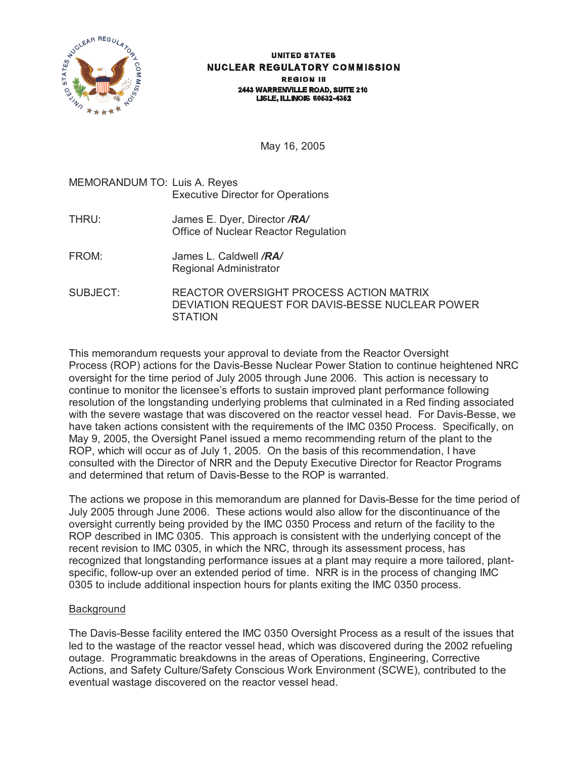UNITED STATES
NUCLEAR REGULATORY COMMISSION
REGION III
2443 WARRENVILLE ROAD, SUITE 210
LISLE, ILLINOIS 60532-4352

May 16, 2005

MEMORANDUM TO: Luis A. Reyes
Executive Director for Operations

THRU: James E. Dyer, Director */RA/*
Office of Nuclear Reactor Regulation

FROM: James L. Caldwell */RA/*
Regional Administrator

SUBJECT: REACTOR OVERSIGHT PROCESS ACTION MATRIX DEVIATION REQUEST FOR DAVIS-BESSE NUCLEAR POWER STATION

This memorandum requests your approval to deviate from the Reactor Oversight Process (ROP) actions for the Davis-Besse Nuclear Power Station to continue heightened NRC oversight for the time period of July 2005 through June 2006. This action is necessary to continue to monitor the licensee's efforts to sustain improved plant performance following resolution of the longstanding underlying problems that culminated in a Red finding associated with the severe wastage that was discovered on the reactor vessel head. For Davis-Besse, we have taken actions consistent with the requirements of the IMC 0350 Process. Specifically, on May 9, 2005, the Oversight Panel issued a memo recommending return of the plant to the ROP, which will occur as of July 1, 2005. On the basis of this recommendation, I have consulted with the Director of NRR and the Deputy Executive Director for Reactor Programs and determined that return of Davis-Besse to the ROP is warranted.

The actions we propose in this memorandum are planned for Davis-Besse for the time period of July 2005 through June 2006. These actions would also allow for the discontinuance of the oversight currently being provided by the IMC 0350 Process and return of the facility to the ROP described in IMC 0305. This approach is consistent with the underlying concept of the recent revision to IMC 0305, in which the NRC, through its assessment process, has recognized that longstanding performance issues at a plant may require a more tailored, plant-specific, follow-up over an extended period of time. NRR is in the process of changing IMC 0305 to include additional inspection hours for plants exiting the IMC 0350 process.

## Background

The Davis-Besse facility entered the IMC 0350 Oversight Process as a result of the issues that led to the wastage of the reactor vessel head, which was discovered during the 2002 refueling outage. Programmatic breakdowns in the areas of Operations, Engineering, Corrective Actions, and Safety Culture/Safety Conscious Work Environment (SCWE), contributed to the eventual wastage discovered on the reactor vessel head.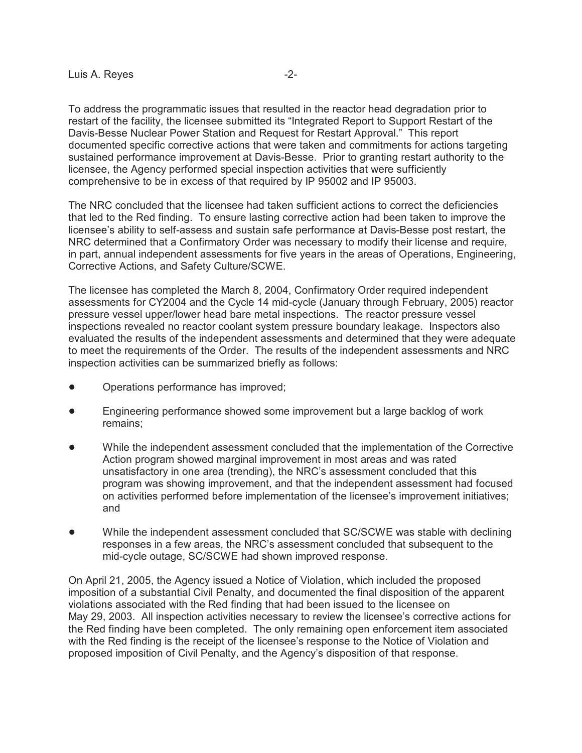To address the programmatic issues that resulted in the reactor head degradation prior to restart of the facility, the licensee submitted its "Integrated Report to Support Restart of the Davis-Besse Nuclear Power Station and Request for Restart Approval." This report documented specific corrective actions that were taken and commitments for actions targeting sustained performance improvement at Davis-Besse. Prior to granting restart authority to the licensee, the Agency performed special inspection activities that were sufficiently comprehensive to be in excess of that required by IP 95002 and IP 95003.

The NRC concluded that the licensee had taken sufficient actions to correct the deficiencies that led to the Red finding. To ensure lasting corrective action had been taken to improve the licensee's ability to self-assess and sustain safe performance at Davis-Besse post restart, the NRC determined that a Confirmatory Order was necessary to modify their license and require, in part, annual independent assessments for five years in the areas of Operations, Engineering, Corrective Actions, and Safety Culture/SCWE.

The licensee has completed the March 8, 2004, Confirmatory Order required independent assessments for CY2004 and the Cycle 14 mid-cycle (January through February, 2005) reactor pressure vessel upper/lower head bare metal inspections. The reactor pressure vessel inspections revealed no reactor coolant system pressure boundary leakage. Inspectors also evaluated the results of the independent assessments and determined that they were adequate to meet the requirements of the Order. The results of the independent assessments and NRC inspection activities can be summarized briefly as follows:

- Operations performance has improved;
- Engineering performance showed some improvement but a large backlog of work remains;
- While the independent assessment concluded that the implementation of the Corrective Action program showed marginal improvement in most areas and was rated unsatisfactory in one area (trending), the NRC's assessment concluded that this program was showing improvement, and that the independent assessment had focused on activities performed before implementation of the licensee's improvement initiatives; and
- While the independent assessment concluded that SC/SCWE was stable with declining responses in a few areas, the NRC's assessment concluded that subsequent to the mid-cycle outage, SC/SCWE had shown improved response.

On April 21, 2005, the Agency issued a Notice of Violation, which included the proposed imposition of a substantial Civil Penalty, and documented the final disposition of the apparent violations associated with the Red finding that had been issued to the licensee on May 29, 2003. All inspection activities necessary to review the licensee's corrective actions for the Red finding have been completed. The only remaining open enforcement item associated with the Red finding is the receipt of the licensee's response to the Notice of Violation and proposed imposition of Civil Penalty, and the Agency's disposition of that response.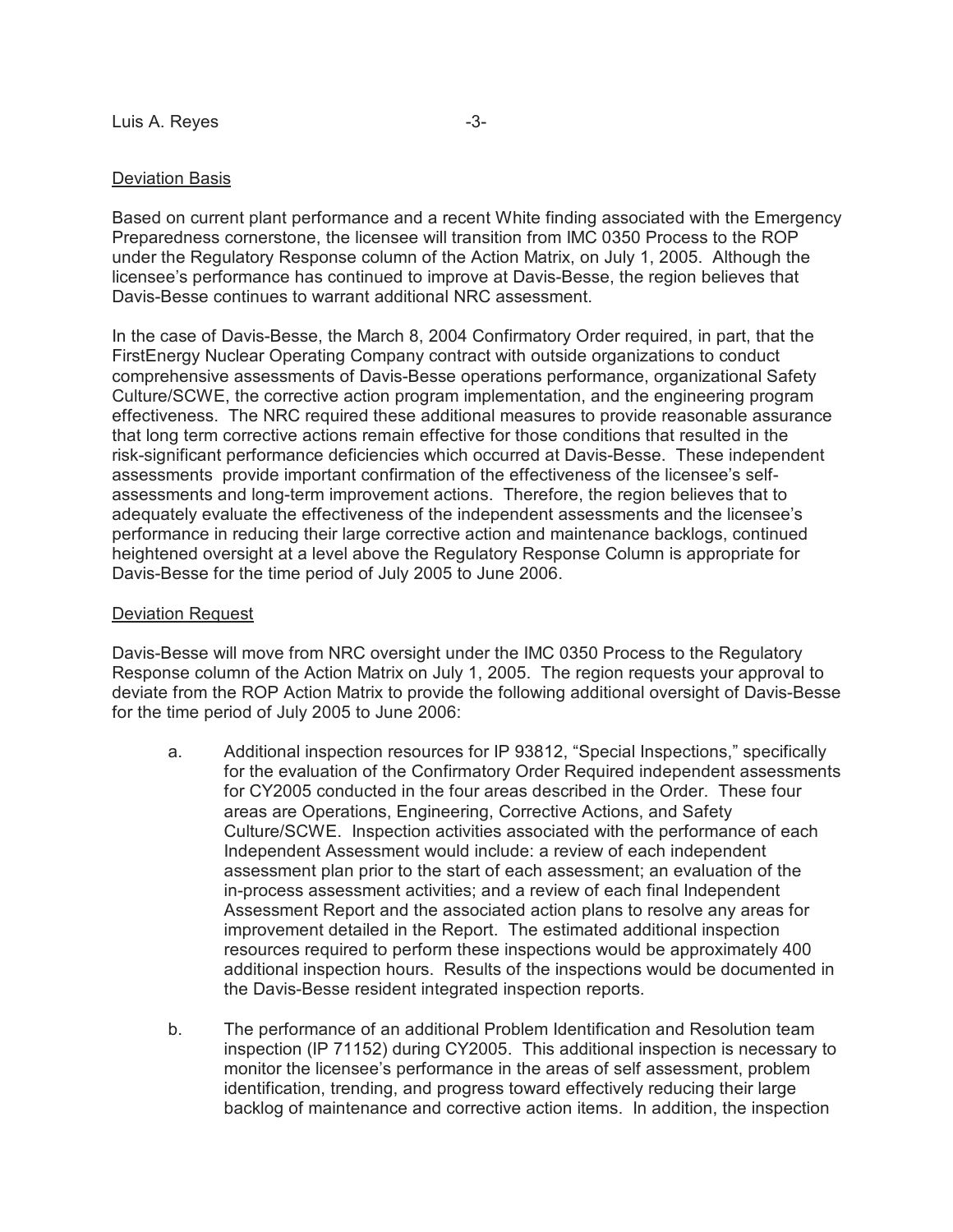Deviation Basis

Based on current plant performance and a recent White finding associated with the Emergency Preparedness cornerstone, the licensee will transition from IMC 0350 Process to the ROP under the Regulatory Response column of the Action Matrix, on July 1, 2005. Although the licensee's performance has continued to improve at Davis-Besse, the region believes that Davis-Besse continues to warrant additional NRC assessment.

In the case of Davis-Besse, the March 8, 2004 Confirmatory Order required, in part, that the FirstEnergy Nuclear Operating Company contract with outside organizations to conduct comprehensive assessments of Davis-Besse operations performance, organizational Safety Culture/SCWE, the corrective action program implementation, and the engineering program effectiveness. The NRC required these additional measures to provide reasonable assurance that long term corrective actions remain effective for those conditions that resulted in the risk-significant performance deficiencies which occurred at Davis-Besse. These independent assessments provide important confirmation of the effectiveness of the licensee's self-assessments and long-term improvement actions. Therefore, the region believes that to adequately evaluate the effectiveness of the independent assessments and the licensee's performance in reducing their large corrective action and maintenance backlogs, continued heightened oversight at a level above the Regulatory Response Column is appropriate for Davis-Besse for the time period of July 2005 to June 2006.

Deviation Request

Davis-Besse will move from NRC oversight under the IMC 0350 Process to the Regulatory Response column of the Action Matrix on July 1, 2005. The region requests your approval to deviate from the ROP Action Matrix to provide the following additional oversight of Davis-Besse for the time period of July 2005 to June 2006:

a. Additional inspection resources for IP 93812, "Special Inspections," specifically for the evaluation of the Confirmatory Order Required independent assessments for CY2005 conducted in the four areas described in the Order. These four areas are Operations, Engineering, Corrective Actions, and Safety Culture/SCWE. Inspection activities associated with the performance of each Independent Assessment would include: a review of each independent assessment plan prior to the start of each assessment; an evaluation of the in-process assessment activities; and a review of each final Independent Assessment Report and the associated action plans to resolve any areas for improvement detailed in the Report. The estimated additional inspection resources required to perform these inspections would be approximately 400 additional inspection hours. Results of the inspections would be documented in the Davis-Besse resident integrated inspection reports.

b. The performance of an additional Problem Identification and Resolution team inspection (IP 71152) during CY2005. This additional inspection is necessary to monitor the licensee's performance in the areas of self assessment, problem identification, trending, and progress toward effectively reducing their large backlog of maintenance and corrective action items. In addition, the inspection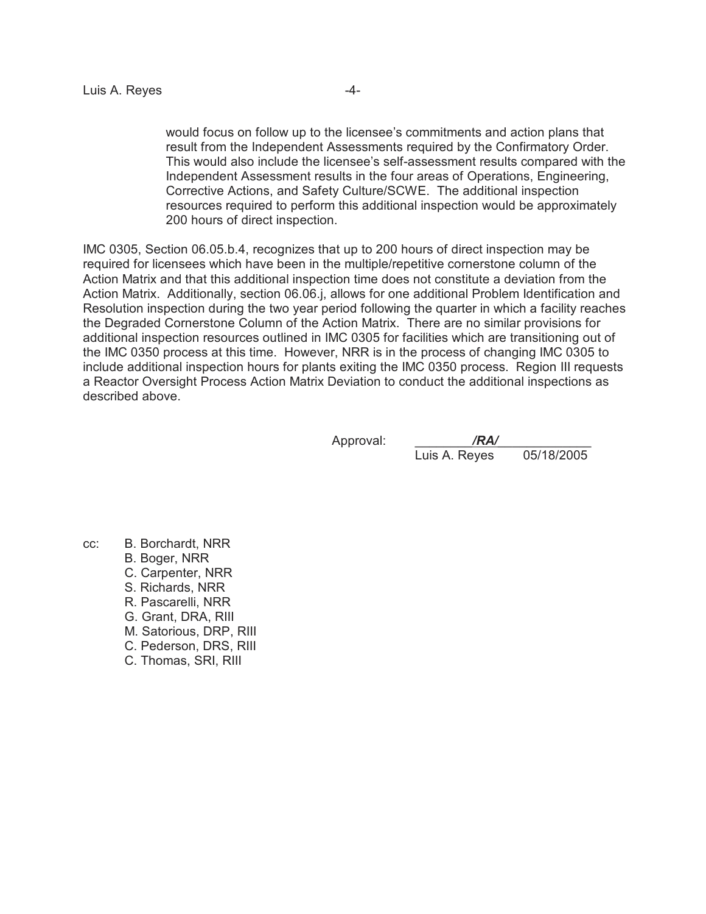would focus on follow up to the licensee's commitments and action plans that result from the Independent Assessments required by the Confirmatory Order. This would also include the licensee's self-assessment results compared with the Independent Assessment results in the four areas of Operations, Engineering, Corrective Actions, and Safety Culture/SCWE. The additional inspection resources required to perform this additional inspection would be approximately 200 hours of direct inspection.

IMC 0305, Section 06.05.b.4, recognizes that up to 200 hours of direct inspection may be required for licensees which have been in the multiple/repetitive cornerstone column of the Action Matrix and that this additional inspection time does not constitute a deviation from the Action Matrix. Additionally, section 06.06.j, allows for one additional Problem Identification and Resolution inspection during the two year period following the quarter in which a facility reaches the Degraded Cornerstone Column of the Action Matrix. There are no similar provisions for additional inspection resources outlined in IMC 0305 for facilities which are transitioning out of the IMC 0350 process at this time. However, NRR is in the process of changing IMC 0305 to include additional inspection hours for plants exiting the IMC 0350 process. Region III requests a Reactor Oversight Process Action Matrix Deviation to conduct the additional inspections as described above.

Approval: ***/RA/***
Luis A. Reyes 05/18/2005

cc: B. Borchardt, NRR
B. Boger, NRR
C. Carpenter, NRR
S. Richards, NRR
R. Pascarelli, NRR
G. Grant, DRA, RIII
M. Satorious, DRP, RIII
C. Pederson, DRS, RIII
C. Thomas, SRI, RIII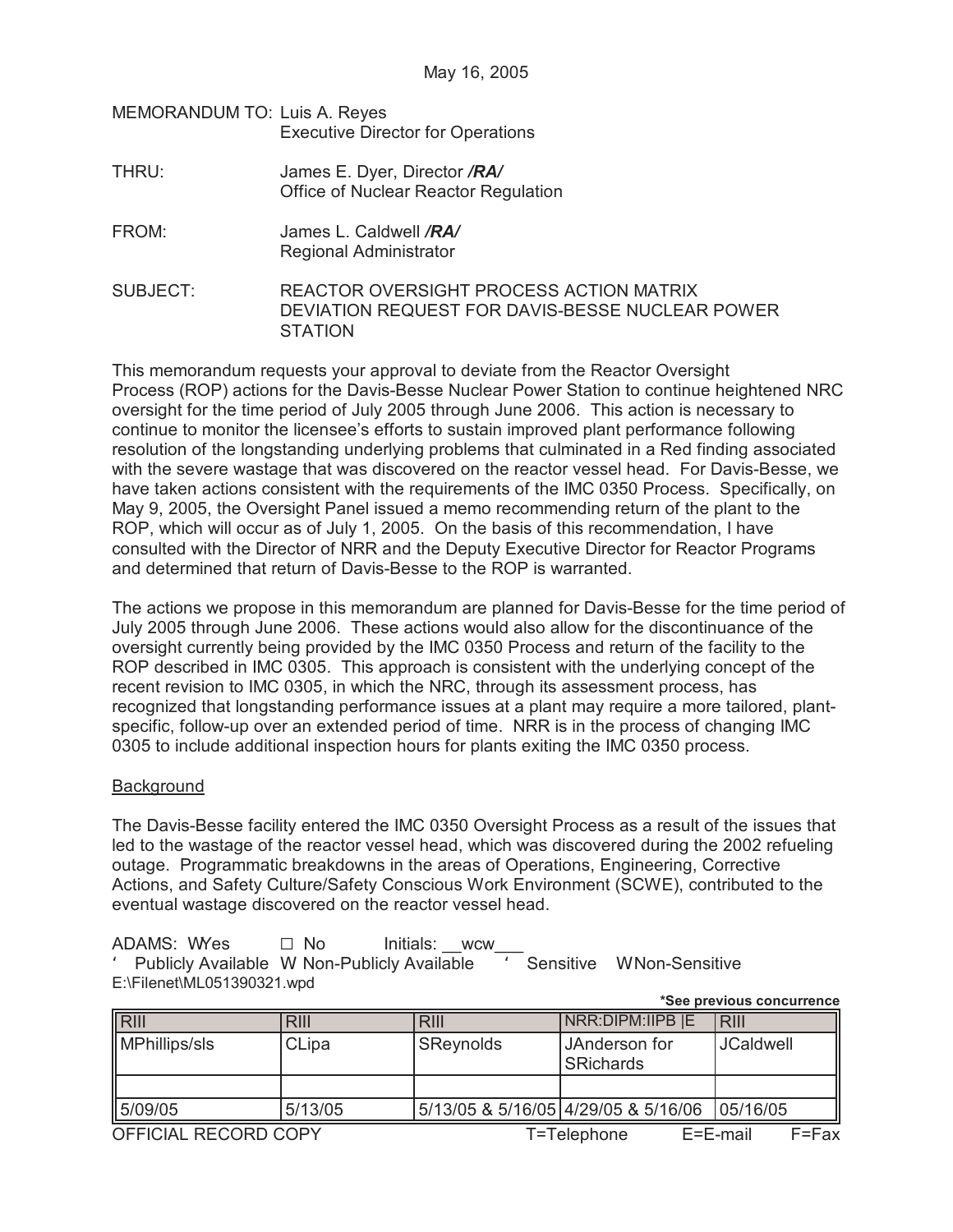May 16, 2005

MEMORANDUM TO: Luis A. Reyes
Executive Director for Operations

THRU: James E. Dyer, Director ***/RA/***
Office of Nuclear Reactor Regulation

FROM: James L. Caldwell ***/RA/***
Regional Administrator

SUBJECT: REACTOR OVERSIGHT PROCESS ACTION MATRIX DEVIATION REQUEST FOR DAVIS-BESSE NUCLEAR POWER STATION

This memorandum requests your approval to deviate from the Reactor Oversight Process (ROP) actions for the Davis-Besse Nuclear Power Station to continue heightened NRC oversight for the time period of July 2005 through June 2006. This action is necessary to continue to monitor the licensee's efforts to sustain improved plant performance following resolution of the longstanding underlying problems that culminated in a Red finding associated with the severe wastage that was discovered on the reactor vessel head. For Davis-Besse, we have taken actions consistent with the requirements of the IMC 0350 Process. Specifically, on May 9, 2005, the Oversight Panel issued a memo recommending return of the plant to the ROP, which will occur as of July 1, 2005. On the basis of this recommendation, I have consulted with the Director of NRR and the Deputy Executive Director for Reactor Programs and determined that return of Davis-Besse to the ROP is warranted.

The actions we propose in this memorandum are planned for Davis-Besse for the time period of July 2005 through June 2006. These actions would also allow for the discontinuance of the oversight currently being provided by the IMC 0350 Process and return of the facility to the ROP described in IMC 0305. This approach is consistent with the underlying concept of the recent revision to IMC 0305, in which the NRC, through its assessment process, has recognized that longstanding performance issues at a plant may require a more tailored, plant-specific, follow-up over an extended period of time. NRR is in the process of changing IMC 0305 to include additional inspection hours for plants exiting the IMC 0350 process.

Background

The Davis-Besse facility entered the IMC 0350 Oversight Process as a result of the issues that led to the wastage of the reactor vessel head, which was discovered during the 2002 refueling outage. Programmatic breakdowns in the areas of Operations, Engineering, Corrective Actions, and Safety Culture/Safety Conscious Work Environment (SCWE), contributed to the eventual wastage discovered on the reactor vessel head.

ADAMS: W Yes ☐ No Initials: __wcw___
‘ Publicly Available W Non-Publicly Available ‘ Sensitive W Non-Sensitive
E:\Filenet\ML051390321.wpd

*See previous concurrence

| | | | | |
|---|---|---|---|---|
| RIII | RIII | RIII | NRR:DIPM:IIPB \|E | RIII |
| MPhillips/sls | CLipa | SReynolds | JAnderson for SRichards | JCaldwell |
| | | | | |
| 5/09/05 | 5/13/05 | 5/13/05 & 5/16/05 | 4/29/05 & 5/16/06 | 05/16/05 |

OFFICIAL RECORD COPY T=Telephone E=E-mail F=Fax